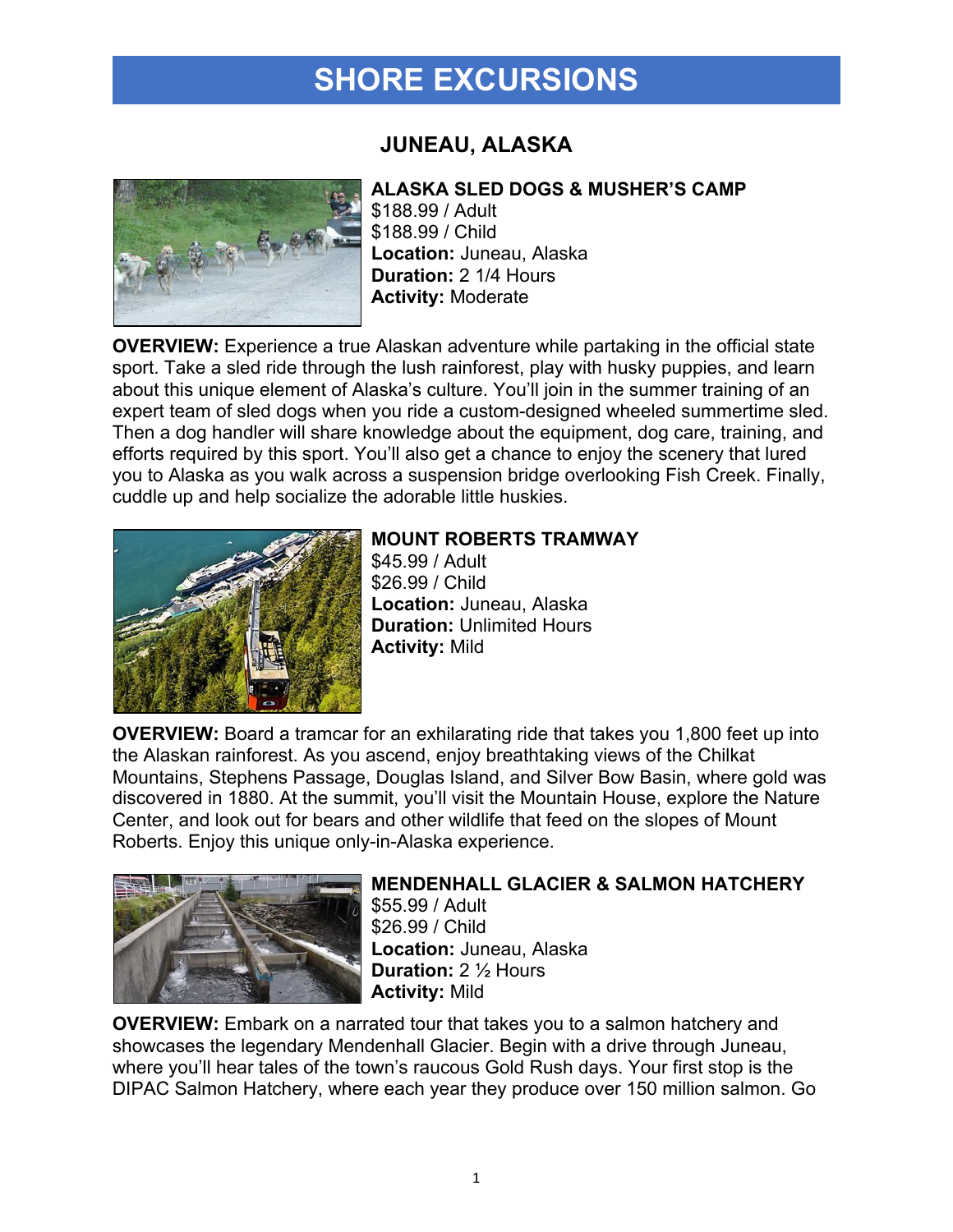# SHORE EXCURSIONS

## JUNEAU, ALASKA

### ALASKA SLED DOGS & MUSHER'S CAMP

$188.99 / Adult
$188.99 / Child
**Location:** Juneau, Alaska
**Duration:** 2 1/4 Hours
**Activity:** Moderate

**OVERVIEW:** Experience a true Alaskan adventure while partaking in the official state sport. Take a sled ride through the lush rainforest, play with husky puppies, and learn about this unique element of Alaska's culture. You'll join in the summer training of an expert team of sled dogs when you ride a custom-designed wheeled summertime sled. Then a dog handler will share knowledge about the equipment, dog care, training, and efforts required by this sport. You'll also get a chance to enjoy the scenery that lured you to Alaska as you walk across a suspension bridge overlooking Fish Creek. Finally, cuddle up and help socialize the adorable little huskies.

### MOUNT ROBERTS TRAMWAY

$45.99 / Adult
$26.99 / Child
**Location:** Juneau, Alaska
**Duration:** Unlimited Hours
**Activity:** Mild

**OVERVIEW:** Board a tramcar for an exhilarating ride that takes you 1,800 feet up into the Alaskan rainforest. As you ascend, enjoy breathtaking views of the Chilkat Mountains, Stephens Passage, Douglas Island, and Silver Bow Basin, where gold was discovered in 1880. At the summit, you'll visit the Mountain House, explore the Nature Center, and look out for bears and other wildlife that feed on the slopes of Mount Roberts. Enjoy this unique only-in-Alaska experience.

### MENDENHALL GLACIER & SALMON HATCHERY

$55.99 / Adult
$26.99 / Child
**Location:** Juneau, Alaska
**Duration:** 2 ½ Hours
**Activity:** Mild

**OVERVIEW:** Embark on a narrated tour that takes you to a salmon hatchery and showcases the legendary Mendenhall Glacier. Begin with a drive through Juneau, where you'll hear tales of the town's raucous Gold Rush days. Your first stop is the DIPAC Salmon Hatchery, where each year they produce over 150 million salmon. Go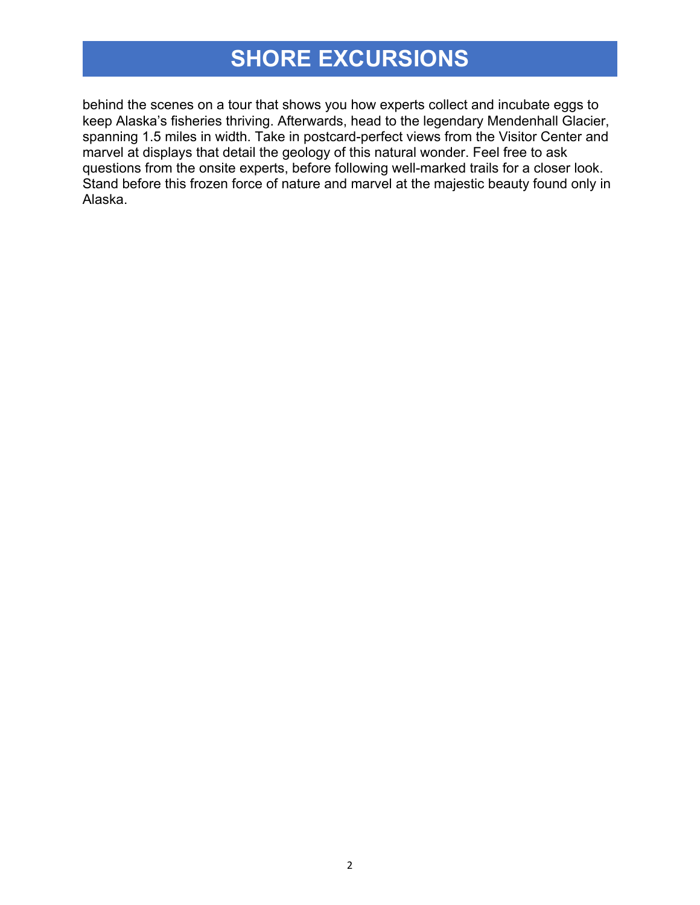# SHORE EXCURSIONS

behind the scenes on a tour that shows you how experts collect and incubate eggs to keep Alaska's fisheries thriving. Afterwards, head to the legendary Mendenhall Glacier, spanning 1.5 miles in width. Take in postcard-perfect views from the Visitor Center and marvel at displays that detail the geology of this natural wonder. Feel free to ask questions from the onsite experts, before following well-marked trails for a closer look. Stand before this frozen force of nature and marvel at the majestic beauty found only in Alaska.